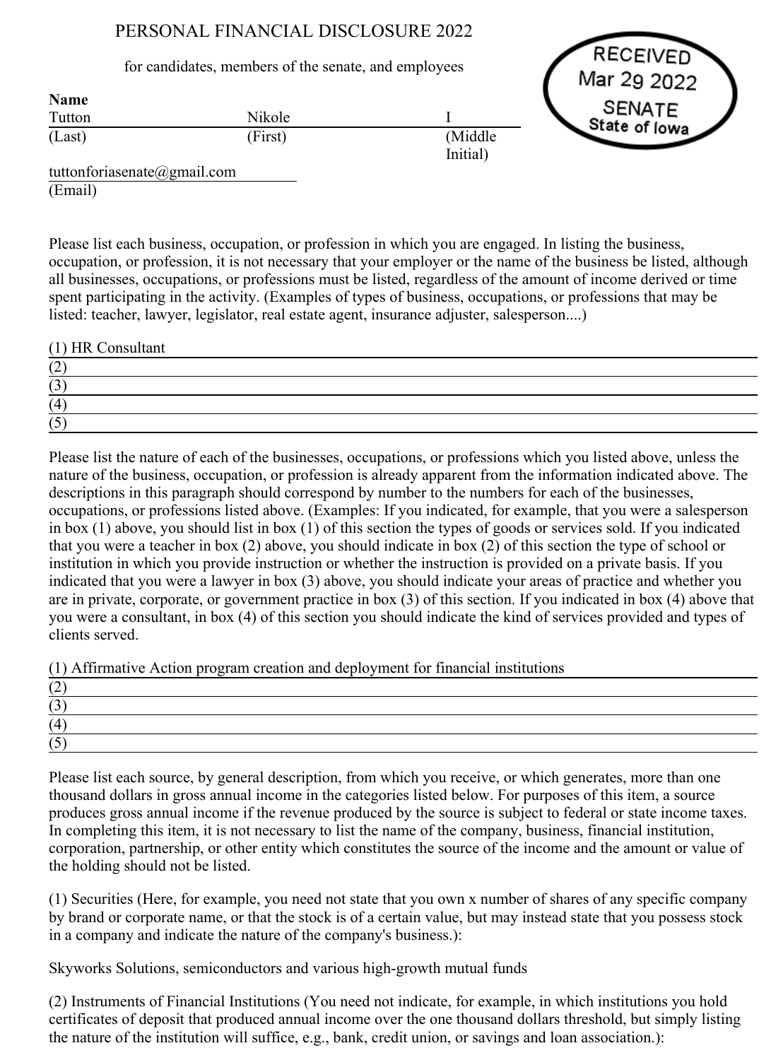# PERSONAL FINANCIAL DISCLOSURE 2022

for candidates, members of the senate, and employees

RECEIVED
Mar 29 2022
SENATE
State of Iowa

**Name**

| Tutton | Nikole | I |
|---|---|---|
| (Last) | (First) | (Middle Initial) |

tuttonforiasenate@gmail.com
(Email)

Please list each business, occupation, or profession in which you are engaged. In listing the business, occupation, or profession, it is not necessary that your employer or the name of the business be listed, although all businesses, occupations, or professions must be listed, regardless of the amount of income derived or time spent participating in the activity. (Examples of types of business, occupations, or professions that may be listed: teacher, lawyer, legislator, real estate agent, insurance adjuster, salesperson....)

(1) HR Consultant
(2)
(3)
(4)
(5)

Please list the nature of each of the businesses, occupations, or professions which you listed above, unless the nature of the business, occupation, or profession is already apparent from the information indicated above. The descriptions in this paragraph should correspond by number to the numbers for each of the businesses, occupations, or professions listed above. (Examples: If you indicated, for example, that you were a salesperson in box (1) above, you should list in box (1) of this section the types of goods or services sold. If you indicated that you were a teacher in box (2) above, you should indicate in box (2) of this section the type of school or institution in which you provide instruction or whether the instruction is provided on a private basis. If you indicated that you were a lawyer in box (3) above, you should indicate your areas of practice and whether you are in private, corporate, or government practice in box (3) of this section. If you indicated in box (4) above that you were a consultant, in box (4) of this section you should indicate the kind of services provided and types of clients served.

(1) Affirmative Action program creation and deployment for financial institutions
(2)
(3)
(4)
(5)

Please list each source, by general description, from which you receive, or which generates, more than one thousand dollars in gross annual income in the categories listed below. For purposes of this item, a source produces gross annual income if the revenue produced by the source is subject to federal or state income taxes. In completing this item, it is not necessary to list the name of the company, business, financial institution, corporation, partnership, or other entity which constitutes the source of the income and the amount or value of the holding should not be listed.

(1) Securities (Here, for example, you need not state that you own x number of shares of any specific company by brand or corporate name, or that the stock is of a certain value, but may instead state that you possess stock in a company and indicate the nature of the company's business.):

Skyworks Solutions, semiconductors and various high-growth mutual funds

(2) Instruments of Financial Institutions (You need not indicate, for example, in which institutions you hold certificates of deposit that produced annual income over the one thousand dollars threshold, but simply listing the nature of the institution will suffice, e.g., bank, credit union, or savings and loan association.):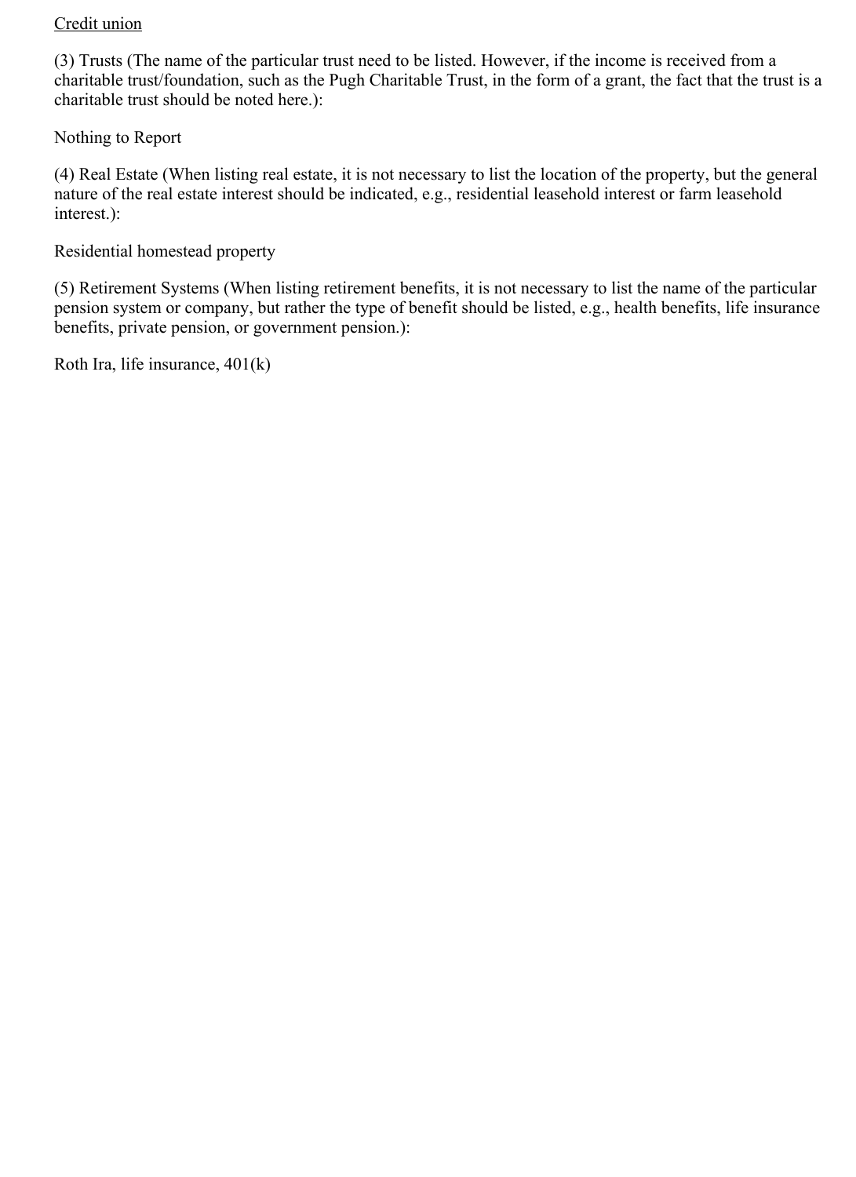Credit union

(3) Trusts (The name of the particular trust need to be listed. However, if the income is received from a charitable trust/foundation, such as the Pugh Charitable Trust, in the form of a grant, the fact that the trust is a charitable trust should be noted here.):

Nothing to Report

(4) Real Estate (When listing real estate, it is not necessary to list the location of the property, but the general nature of the real estate interest should be indicated, e.g., residential leasehold interest or farm leasehold interest.):

Residential homestead property

(5) Retirement Systems (When listing retirement benefits, it is not necessary to list the name of the particular pension system or company, but rather the type of benefit should be listed, e.g., health benefits, life insurance benefits, private pension, or government pension.):

Roth Ira, life insurance, 401(k)